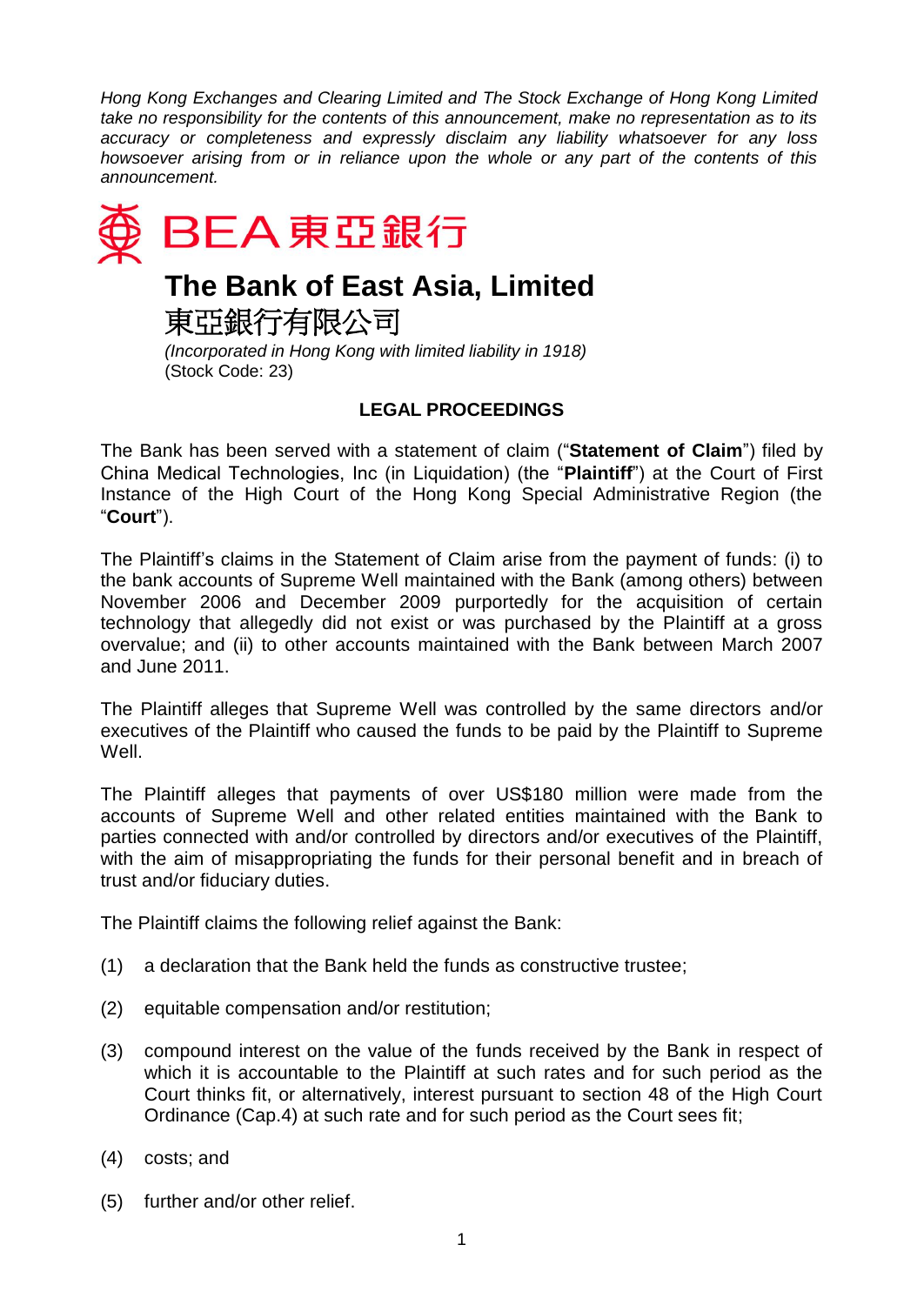*Hong Kong Exchanges and Clearing Limited and The Stock Exchange of Hong Kong Limited take no responsibility for the contents of this announcement, make no representation as to its accuracy or completeness and expressly disclaim any liability whatsoever for any loss howsoever arising from or in reliance upon the whole or any part of the contents of this announcement.*

BEA 東亞銀行

# The Bank of East Asia, Limited

# 東亞銀行有限公司

*(Incorporated in Hong Kong with limited liability in 1918)*
(Stock Code: 23)

## LEGAL PROCEEDINGS

The Bank has been served with a statement of claim ("**Statement of Claim**") filed by China Medical Technologies, Inc (in Liquidation) (the "**Plaintiff**") at the Court of First Instance of the High Court of the Hong Kong Special Administrative Region (the "**Court**").

The Plaintiff's claims in the Statement of Claim arise from the payment of funds: (i) to the bank accounts of Supreme Well maintained with the Bank (among others) between November 2006 and December 2009 purportedly for the acquisition of certain technology that allegedly did not exist or was purchased by the Plaintiff at a gross overvalue; and (ii) to other accounts maintained with the Bank between March 2007 and June 2011.

The Plaintiff alleges that Supreme Well was controlled by the same directors and/or executives of the Plaintiff who caused the funds to be paid by the Plaintiff to Supreme Well.

The Plaintiff alleges that payments of over US$180 million were made from the accounts of Supreme Well and other related entities maintained with the Bank to parties connected with and/or controlled by directors and/or executives of the Plaintiff, with the aim of misappropriating the funds for their personal benefit and in breach of trust and/or fiduciary duties.

The Plaintiff claims the following relief against the Bank:

(1) a declaration that the Bank held the funds as constructive trustee;

(2) equitable compensation and/or restitution;

(3) compound interest on the value of the funds received by the Bank in respect of which it is accountable to the Plaintiff at such rates and for such period as the Court thinks fit, or alternatively, interest pursuant to section 48 of the High Court Ordinance (Cap.4) at such rate and for such period as the Court sees fit;

(4) costs; and

(5) further and/or other relief.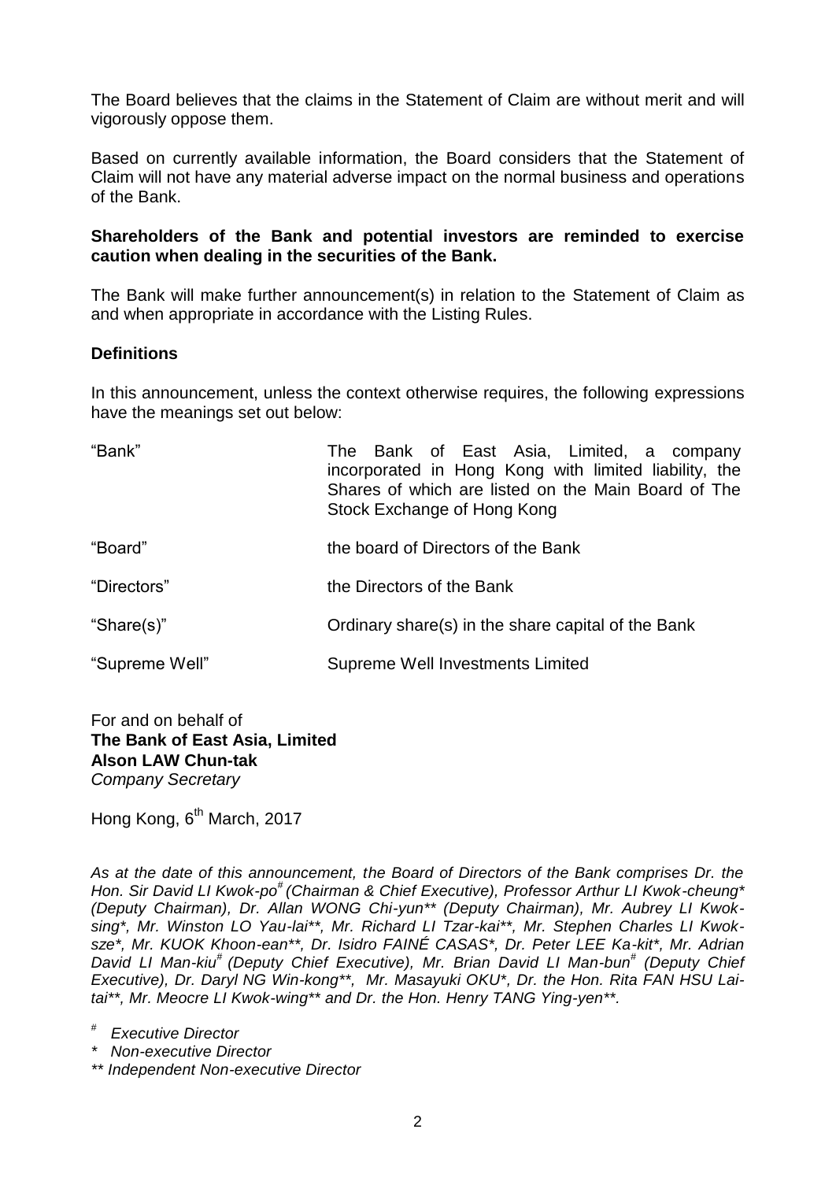The Board believes that the claims in the Statement of Claim are without merit and will vigorously oppose them.

Based on currently available information, the Board considers that the Statement of Claim will not have any material adverse impact on the normal business and operations of the Bank.

**Shareholders of the Bank and potential investors are reminded to exercise caution when dealing in the securities of the Bank.**

The Bank will make further announcement(s) in relation to the Statement of Claim as and when appropriate in accordance with the Listing Rules.

**Definitions**

In this announcement, unless the context otherwise requires, the following expressions have the meanings set out below:

| | |
|---|---|
| "Bank" | The Bank of East Asia, Limited, a company incorporated in Hong Kong with limited liability, the Shares of which are listed on the Main Board of The Stock Exchange of Hong Kong |
| "Board" | the board of Directors of the Bank |
| "Directors" | the Directors of the Bank |
| "Share(s)" | Ordinary share(s) in the share capital of the Bank |
| "Supreme Well" | Supreme Well Investments Limited |

For and on behalf of
**The Bank of East Asia, Limited**
**Alson LAW Chun-tak**
*Company Secretary*

Hong Kong, 6th March, 2017

*As at the date of this announcement, the Board of Directors of the Bank comprises Dr. the Hon. Sir David LI Kwok-po# (Chairman & Chief Executive), Professor Arthur LI Kwok-cheung\* (Deputy Chairman), Dr. Allan WONG Chi-yun\*\* (Deputy Chairman), Mr. Aubrey LI Kwok-sing\*, Mr. Winston LO Yau-lai\*\*, Mr. Richard LI Tzar-kai\*\*, Mr. Stephen Charles LI Kwok-sze\*, Mr. KUOK Khoon-ean\*\*, Dr. Isidro FAINÉ CASAS\*, Dr. Peter LEE Ka-kit\*, Mr. Adrian David LI Man-kiu# (Deputy Chief Executive), Mr. Brian David LI Man-bun# (Deputy Chief Executive), Dr. Daryl NG Win-kong\*\*, Mr. Masayuki OKU\*, Dr. the Hon. Rita FAN HSU Lai-tai\*\*, Mr. Meocre LI Kwok-wing\*\* and Dr. the Hon. Henry TANG Ying-yen\*\*.*

# *Executive Director*

\* *Non-executive Director*

\*\* *Independent Non-executive Director*